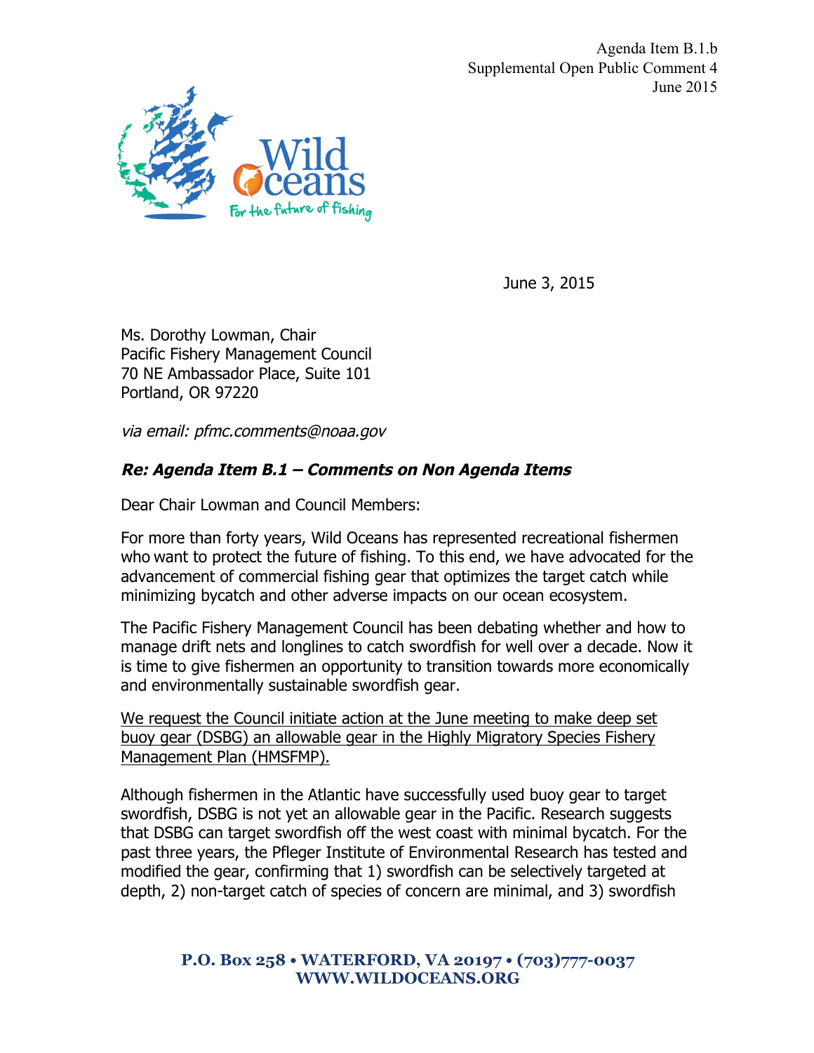Agenda Item B.1.b
Supplemental Open Public Comment 4
June 2015

June 3, 2015

Ms. Dorothy Lowman, Chair
Pacific Fishery Management Council
70 NE Ambassador Place, Suite 101
Portland, OR 97220

*via email: pfmc.comments@noaa.gov*

***Re: Agenda Item B.1 – Comments on Non Agenda Items***

Dear Chair Lowman and Council Members:

For more than forty years, Wild Oceans has represented recreational fishermen who want to protect the future of fishing. To this end, we have advocated for the advancement of commercial fishing gear that optimizes the target catch while minimizing bycatch and other adverse impacts on our ocean ecosystem.

The Pacific Fishery Management Council has been debating whether and how to manage drift nets and longlines to catch swordfish for well over a decade. Now it is time to give fishermen an opportunity to transition towards more economically and environmentally sustainable swordfish gear.

<u>We request the Council initiate action at the June meeting to make deep set buoy gear (DSBG) an allowable gear in the Highly Migratory Species Fishery Management Plan (HMSFMP).</u>

Although fishermen in the Atlantic have successfully used buoy gear to target swordfish, DSBG is not yet an allowable gear in the Pacific. Research suggests that DSBG can target swordfish off the west coast with minimal bycatch. For the past three years, the Pfleger Institute of Environmental Research has tested and modified the gear, confirming that 1) swordfish can be selectively targeted at depth, 2) non-target catch of species of concern are minimal, and 3) swordfish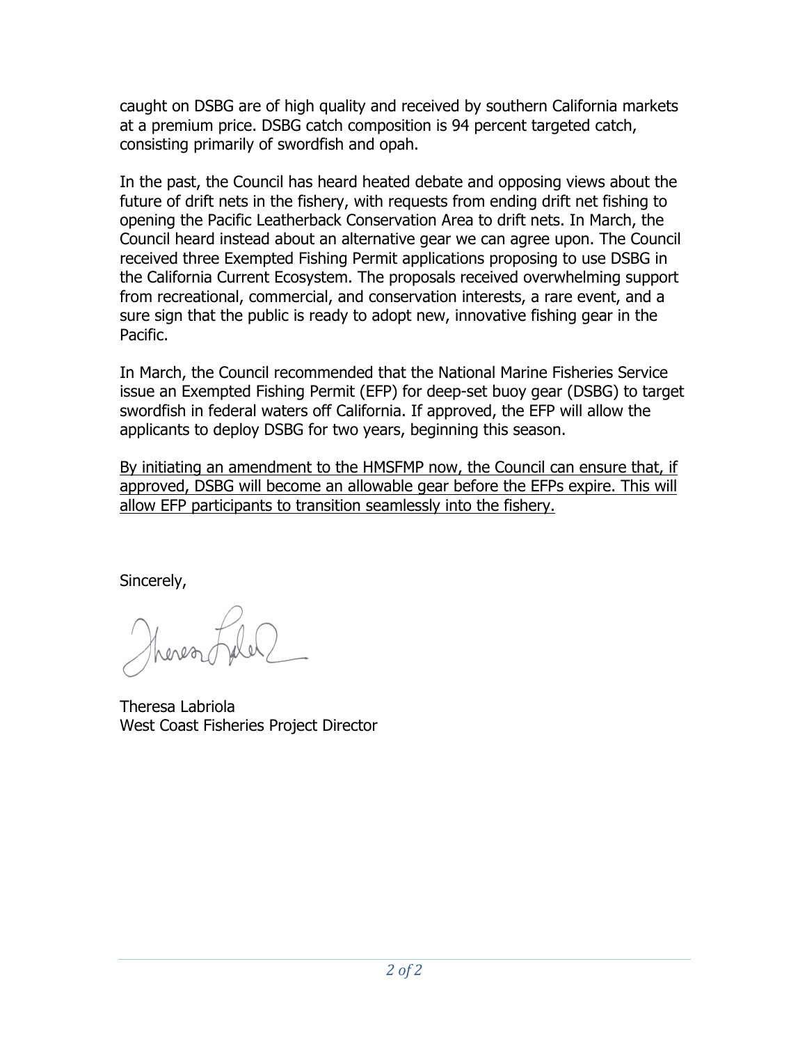caught on DSBG are of high quality and received by southern California markets at a premium price. DSBG catch composition is 94 percent targeted catch, consisting primarily of swordfish and opah.

In the past, the Council has heard heated debate and opposing views about the future of drift nets in the fishery, with requests from ending drift net fishing to opening the Pacific Leatherback Conservation Area to drift nets. In March, the Council heard instead about an alternative gear we can agree upon. The Council received three Exempted Fishing Permit applications proposing to use DSBG in the California Current Ecosystem. The proposals received overwhelming support from recreational, commercial, and conservation interests, a rare event, and a sure sign that the public is ready to adopt new, innovative fishing gear in the Pacific.

In March, the Council recommended that the National Marine Fisheries Service issue an Exempted Fishing Permit (EFP) for deep-set buoy gear (DSBG) to target swordfish in federal waters off California. If approved, the EFP will allow the applicants to deploy DSBG for two years, beginning this season.

<u>By initiating an amendment to the HMSFMP now, the Council can ensure that, if approved, DSBG will become an allowable gear before the EFPs expire. This will allow EFP participants to transition seamlessly into the fishery.</u>

Sincerely,

Theresa Labriola
West Coast Fisheries Project Director